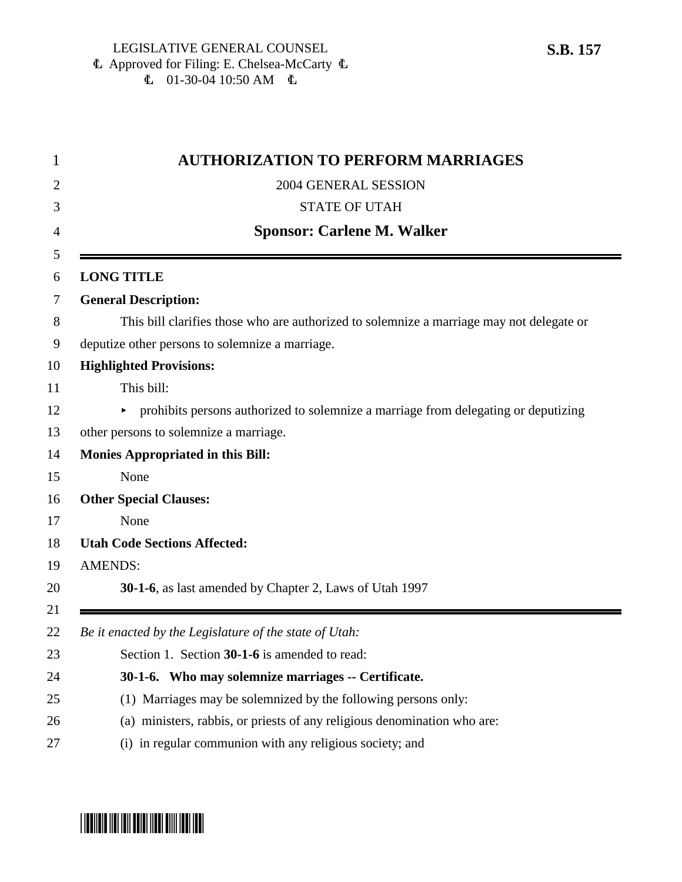LEGISLATIVE GENERAL COUNSEL
Approved for Filing: E. Chelsea-McCarty
01-30-04 10:50 AM

**S.B. 157**

# AUTHORIZATION TO PERFORM MARRIAGES

2004 GENERAL SESSION

STATE OF UTAH

**Sponsor: Carlene M. Walker**

---

**LONG TITLE**

**General Description:**

This bill clarifies those who are authorized to solemnize a marriage may not delegate or deputize other persons to solemnize a marriage.

**Highlighted Provisions:**

This bill:

- prohibits persons authorized to solemnize a marriage from delegating or deputizing other persons to solemnize a marriage.

**Monies Appropriated in this Bill:**

None

**Other Special Clauses:**

None

**Utah Code Sections Affected:**

AMENDS:

**30-1-6**, as last amended by Chapter 2, Laws of Utah 1997

---

*Be it enacted by the Legislature of the state of Utah:*

Section 1. Section **30-1-6** is amended to read:

**30-1-6. Who may solemnize marriages -- Certificate.**

(1) Marriages may be solemnized by the following persons only:

(a) ministers, rabbis, or priests of any religious denomination who are:

(i) in regular communion with any religious society; and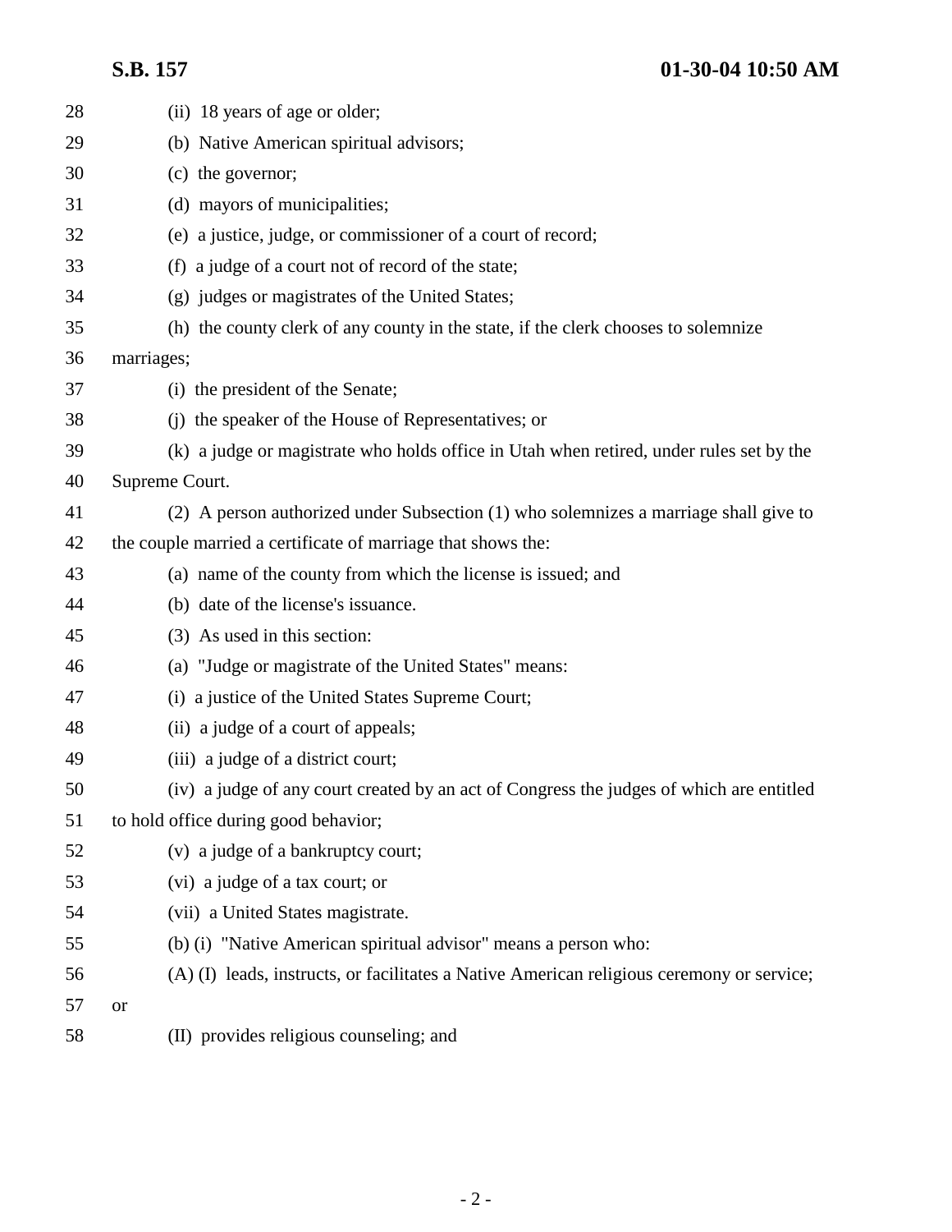(ii) 18 years of age or older;

(b) Native American spiritual advisors;

(c) the governor;

(d) mayors of municipalities;

(e) a justice, judge, or commissioner of a court of record;

(f) a judge of a court not of record of the state;

(g) judges or magistrates of the United States;

(h) the county clerk of any county in the state, if the clerk chooses to solemnize marriages;

(i) the president of the Senate;

(j) the speaker of the House of Representatives; or

(k) a judge or magistrate who holds office in Utah when retired, under rules set by the Supreme Court.

(2) A person authorized under Subsection (1) who solemnizes a marriage shall give to the couple married a certificate of marriage that shows the:

(a) name of the county from which the license is issued; and

(b) date of the license's issuance.

(3) As used in this section:

(a) "Judge or magistrate of the United States" means:

(i) a justice of the United States Supreme Court;

(ii) a judge of a court of appeals;

(iii) a judge of a district court;

(iv) a judge of any court created by an act of Congress the judges of which are entitled to hold office during good behavior;

(v) a judge of a bankruptcy court;

(vi) a judge of a tax court; or

(vii) a United States magistrate.

(b) (i) "Native American spiritual advisor" means a person who:

(A) (I) leads, instructs, or facilitates a Native American religious ceremony or service; or

(II) provides religious counseling; and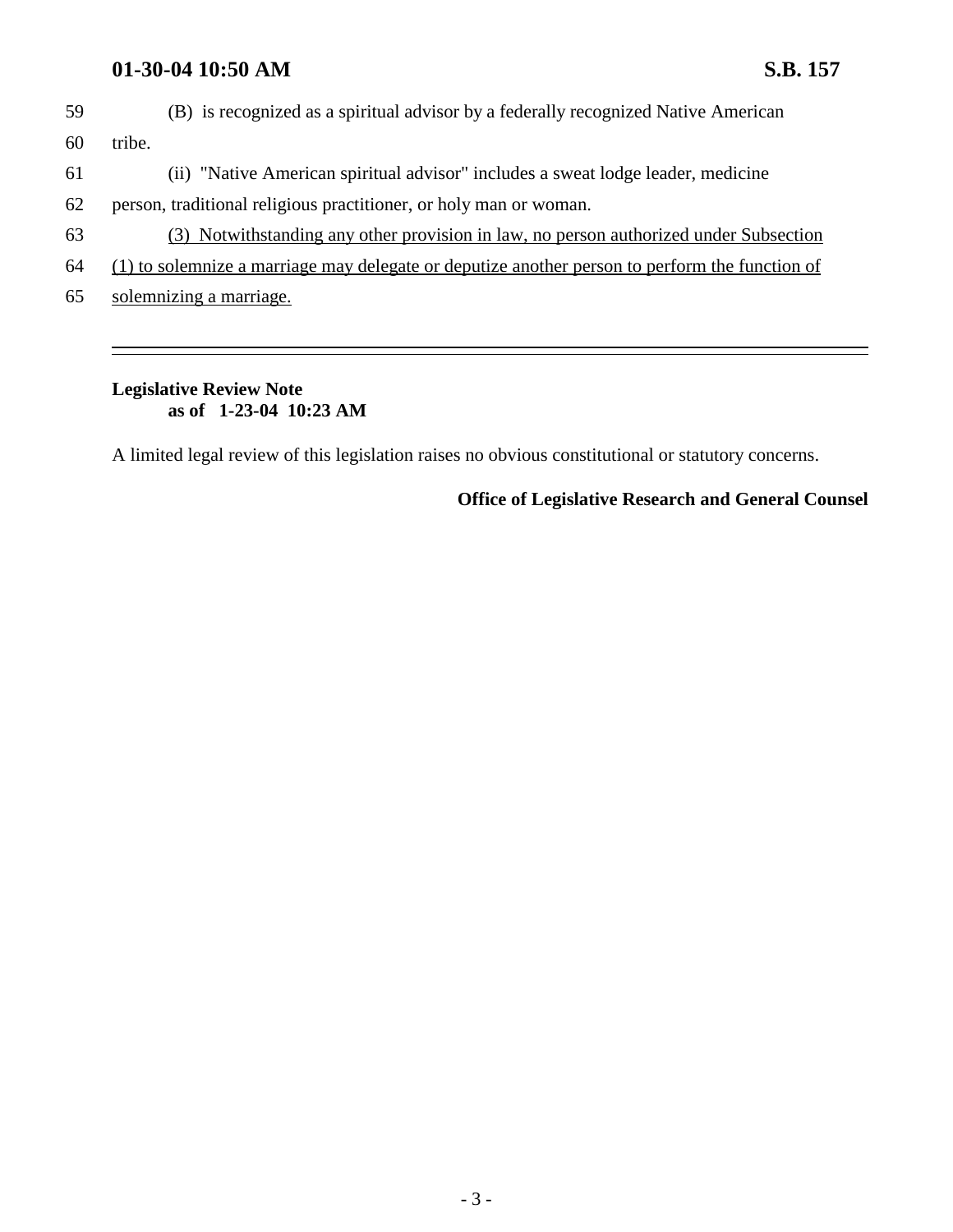(B) is recognized as a spiritual advisor by a federally recognized Native American tribe.

(ii) "Native American spiritual advisor" includes a sweat lodge leader, medicine person, traditional religious practitioner, or holy man or woman.

(3) Notwithstanding any other provision in law, no person authorized under Subsection (1) to solemnize a marriage may delegate or deputize another person to perform the function of solemnizing a marriage.

---

**Legislative Review Note**
**as of 1-23-04 10:23 AM**

A limited legal review of this legislation raises no obvious constitutional or statutory concerns.

**Office of Legislative Research and General Counsel**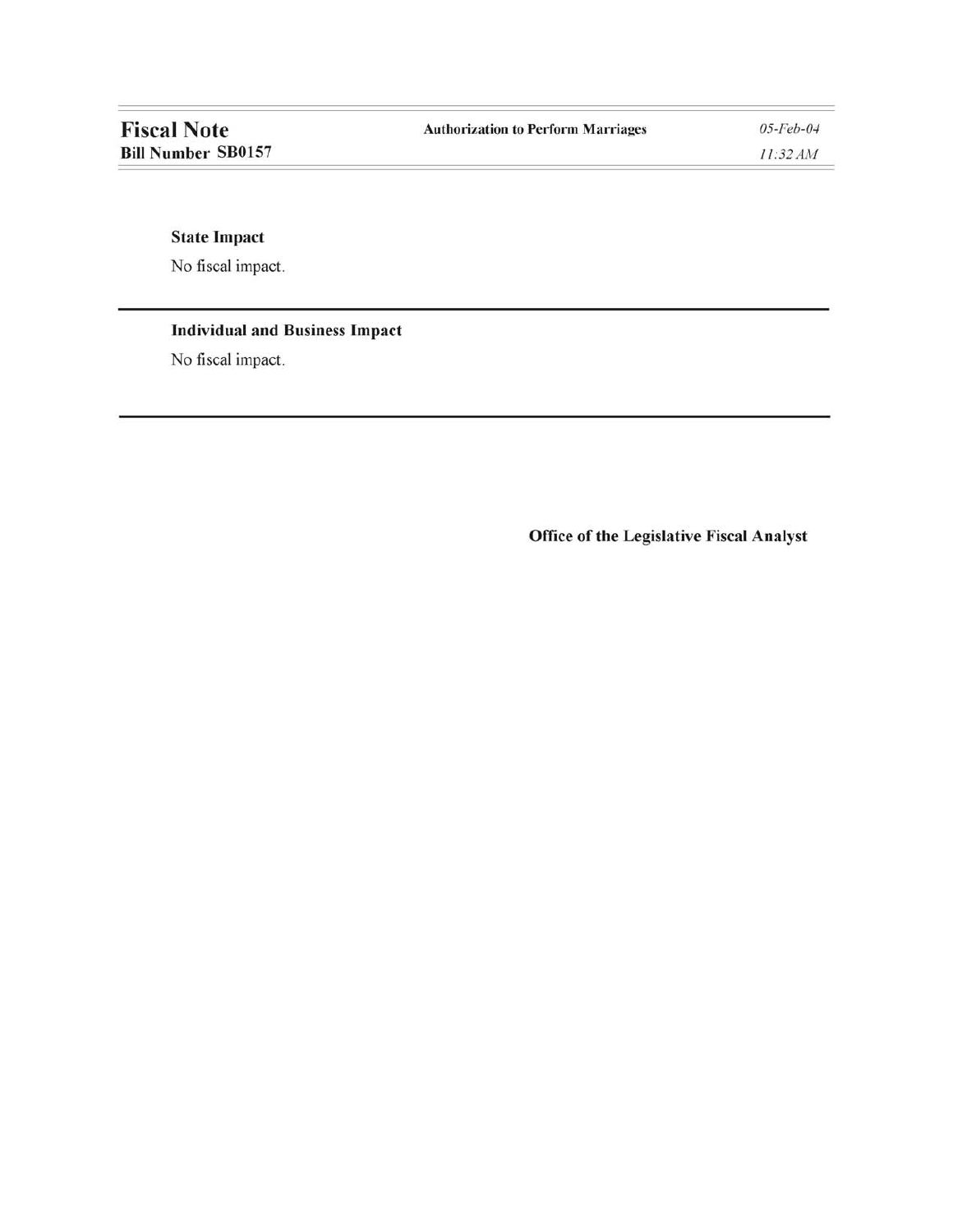# Fiscal Note

**Bill Number SB0157**

**Authorization to Perform Marriages**

*05-Feb-04*

*11:32 AM*

### State Impact

No fiscal impact.

---

### Individual and Business Impact

No fiscal impact.

---

**Office of the Legislative Fiscal Analyst**